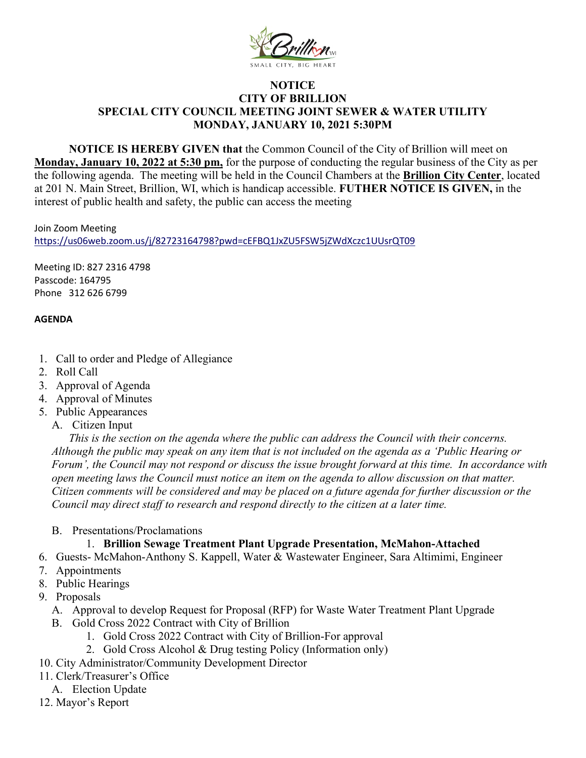SMALL CITY, BIG HEART

# NOTICE
# CITY OF BRILLION
## SPECIAL CITY COUNCIL MEETING JOINT SEWER & WATER UTILITY
## MONDAY, JANUARY 10, 2021 5:30PM

**NOTICE IS HEREBY GIVEN that** the Common Council of the City of Brillion will meet on **Monday, January 10, 2022 at 5:30 pm,** for the purpose of conducting the regular business of the City as per the following agenda. The meeting will be held in the Council Chambers at the **Brillion City Center**, located at 201 N. Main Street, Brillion, WI, which is handicap accessible. **FUTHER NOTICE IS GIVEN,** in the interest of public health and safety, the public can access the meeting

Join Zoom Meeting
https://us06web.zoom.us/j/82723164798?pwd=cEFBQ1JxZU5FSW5jZWdXczc1UUsrQT09

Meeting ID: 827 2316 4798
Passcode: 164795
Phone 312 626 6799

**AGENDA**

1. Call to order and Pledge of Allegiance
2. Roll Call
3. Approval of Agenda
4. Approval of Minutes
5. Public Appearances
   A. Citizen Input
   *This is the section on the agenda where the public can address the Council with their concerns. Although the public may speak on any item that is not included on the agenda as a 'Public Hearing or Forum', the Council may not respond or discuss the issue brought forward at this time. In accordance with open meeting laws the Council must notice an item on the agenda to allow discussion on that matter. Citizen comments will be considered and may be placed on a future agenda for further discussion or the Council may direct staff to research and respond directly to the citizen at a later time.*

   B. Presentations/Proclamations
      1. **Brillion Sewage Treatment Plant Upgrade Presentation, McMahon-Attached**
6. Guests- McMahon-Anthony S. Kappell, Water & Wastewater Engineer, Sara Altimimi, Engineer
7. Appointments
8. Public Hearings
9. Proposals
   A. Approval to develop Request for Proposal (RFP) for Waste Water Treatment Plant Upgrade
   B. Gold Cross 2022 Contract with City of Brillion
      1. Gold Cross 2022 Contract with City of Brillion-For approval
      2. Gold Cross Alcohol & Drug testing Policy (Information only)
10. City Administrator/Community Development Director
11. Clerk/Treasurer's Office
    A. Election Update
12. Mayor's Report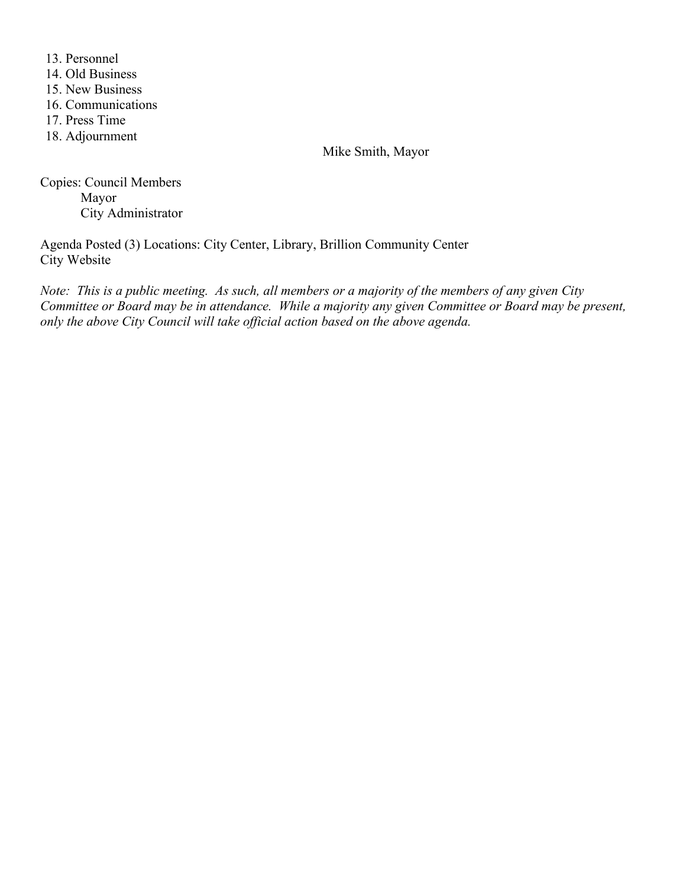13. Personnel
14. Old Business
15. New Business
16. Communications
17. Press Time
18. Adjournment

Mike Smith, Mayor

Copies: Council Members
Mayor
City Administrator

Agenda Posted (3) Locations: City Center, Library, Brillion Community Center
City Website

*Note: This is a public meeting. As such, all members or a majority of the members of any given City Committee or Board may be in attendance. While a majority any given Committee or Board may be present, only the above City Council will take official action based on the above agenda.*